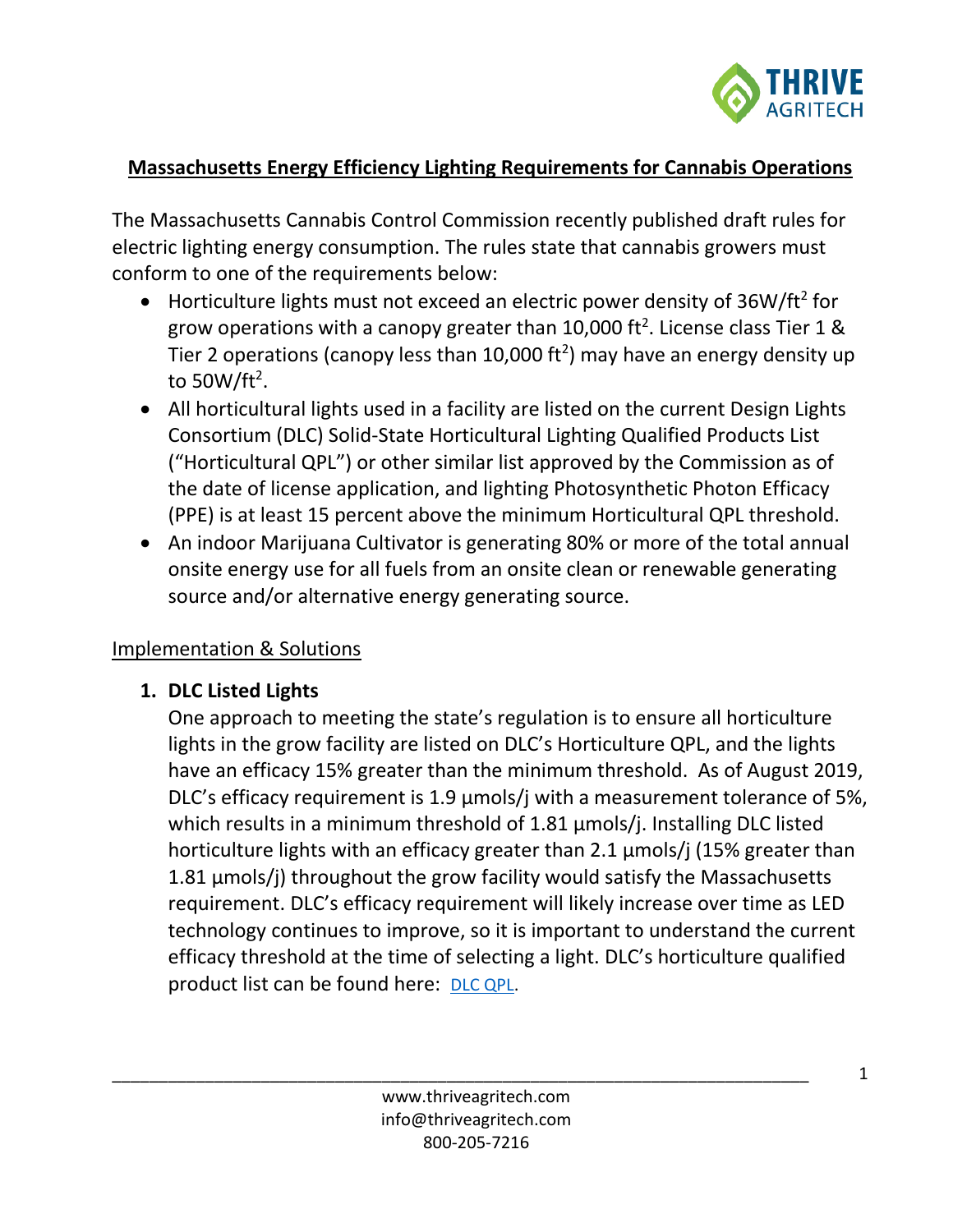# Massachusetts Energy Efficiency Lighting Requirements for Cannabis Operations

The Massachusetts Cannabis Control Commission recently published draft rules for electric lighting energy consumption. The rules state that cannabis growers must conform to one of the requirements below:

- Horticulture lights must not exceed an electric power density of 36W/ft$^2$ for grow operations with a canopy greater than 10,000 ft$^2$. License class Tier 1 & Tier 2 operations (canopy less than 10,000 ft$^2$) may have an energy density up to 50W/ft$^2$.
- All horticultural lights used in a facility are listed on the current Design Lights Consortium (DLC) Solid-State Horticultural Lighting Qualified Products List ("Horticultural QPL") or other similar list approved by the Commission as of the date of license application, and lighting Photosynthetic Photon Efficacy (PPE) is at least 15 percent above the minimum Horticultural QPL threshold.
- An indoor Marijuana Cultivator is generating 80% or more of the total annual onsite energy use for all fuels from an onsite clean or renewable generating source and/or alternative energy generating source.

## Implementation & Solutions

1. **DLC Listed Lights**

   One approach to meeting the state's regulation is to ensure all horticulture lights in the grow facility are listed on DLC's Horticulture QPL, and the lights have an efficacy 15% greater than the minimum threshold. As of August 2019, DLC's efficacy requirement is 1.9 µmols/j with a measurement tolerance of 5%, which results in a minimum threshold of 1.81 µmols/j. Installing DLC listed horticulture lights with an efficacy greater than 2.1 µmols/j (15% greater than 1.81 µmols/j) throughout the grow facility would satisfy the Massachusetts requirement. DLC's efficacy requirement will likely increase over time as LED technology continues to improve, so it is important to understand the current efficacy threshold at the time of selecting a light. DLC's horticulture qualified product list can be found here: DLC QPL.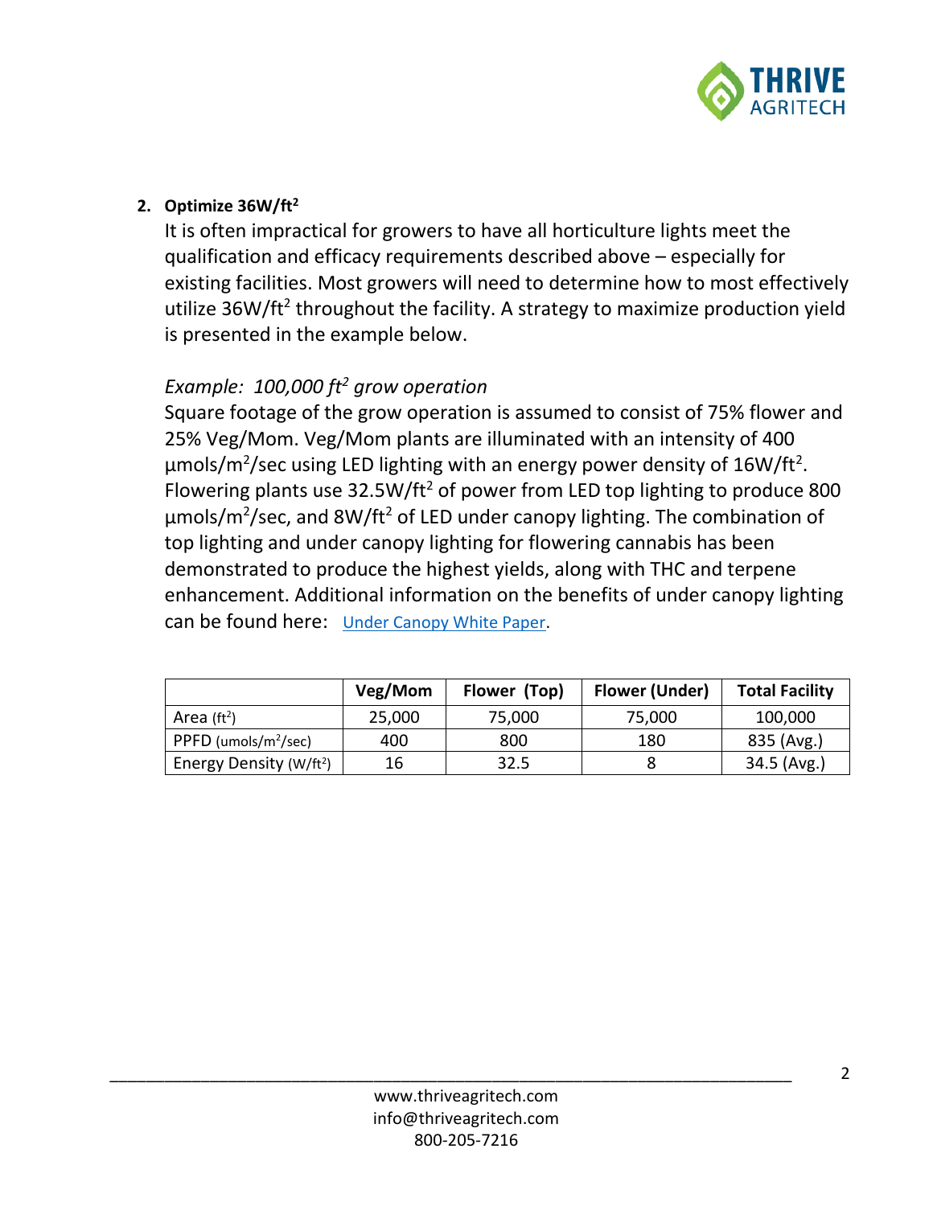**2. Optimize $36W/ft^2$**

It is often impractical for growers to have all horticulture lights meet the qualification and efficacy requirements described above – especially for existing facilities. Most growers will need to determine how to most effectively utilize $36W/ft^2$ throughout the facility. A strategy to maximize production yield is presented in the example below.

*Example: 100,000 $ft^2$ grow operation*

Square footage of the grow operation is assumed to consist of 75% flower and 25% Veg/Mom. Veg/Mom plants are illuminated with an intensity of 400 $\mu mols/m^2/sec$ using LED lighting with an energy power density of $16W/ft^2$. Flowering plants use $32.5W/ft^2$ of power from LED top lighting to produce 800 $\mu mols/m^2/sec$, and $8W/ft^2$ of LED under canopy lighting. The combination of top lighting and under canopy lighting for flowering cannabis has been demonstrated to produce the highest yields, along with THC and terpene enhancement. Additional information on the benefits of under canopy lighting can be found here: [Under Canopy White Paper](Under Canopy White Paper).

| | Veg/Mom | Flower (Top) | Flower (Under) | Total Facility |
|---|---|---|---|---|
| Area ($ft^2$) | 25,000 | 75,000 | 75,000 | 100,000 |
| PPFD ($umols/m^2/sec$) | 400 | 800 | 180 | 835 (Avg.) |
| Energy Density ($W/ft^2$) | 16 | 32.5 | 8 | 34.5 (Avg.) |

www.thriveagritech.com
info@thriveagritech.com
800-205-7216